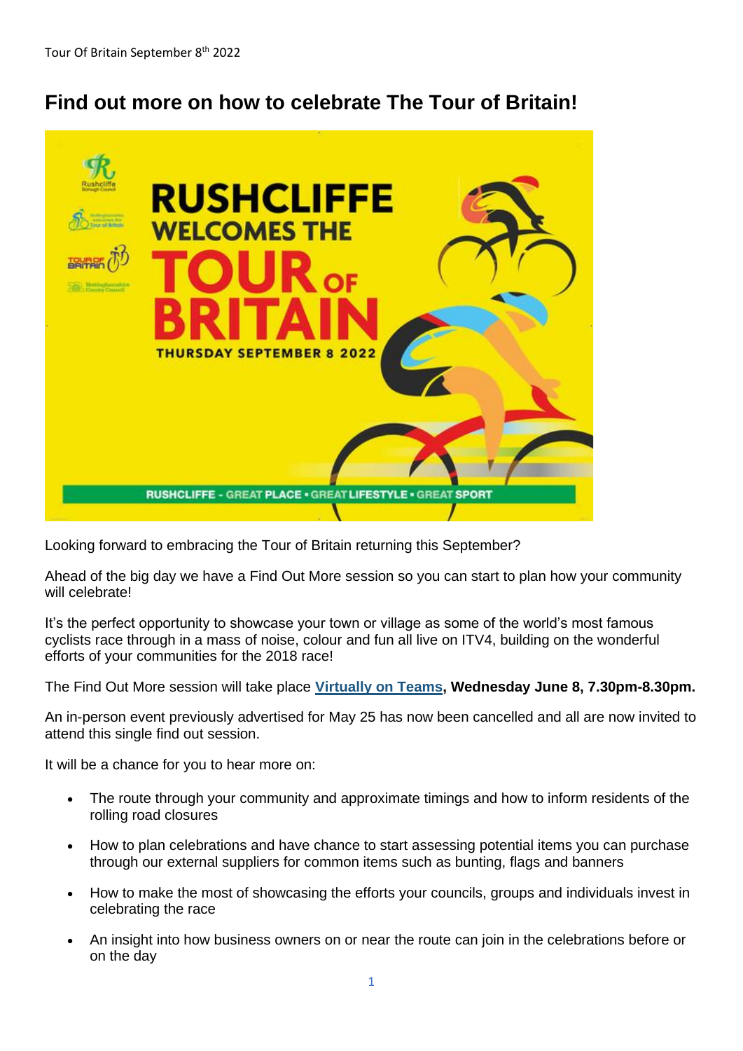Tour Of Britain September 8th 2022

# Find out more on how to celebrate The Tour of Britain!

Looking forward to embracing the Tour of Britain returning this September?

Ahead of the big day we have a Find Out More session so you can start to plan how your community will celebrate!

It's the perfect opportunity to showcase your town or village as some of the world's most famous cyclists race through in a mass of noise, colour and fun all live on ITV4, building on the wonderful efforts of your communities for the 2018 race!

The Find Out More session will take place **Virtually on Teams, Wednesday June 8, 7.30pm-8.30pm.**

An in-person event previously advertised for May 25 has now been cancelled and all are now invited to attend this single find out session.

It will be a chance for you to hear more on:

- The route through your community and approximate timings and how to inform residents of the rolling road closures
- How to plan celebrations and have chance to start assessing potential items you can purchase through our external suppliers for common items such as bunting, flags and banners
- How to make the most of showcasing the efforts your councils, groups and individuals invest in celebrating the race
- An insight into how business owners on or near the route can join in the celebrations before or on the day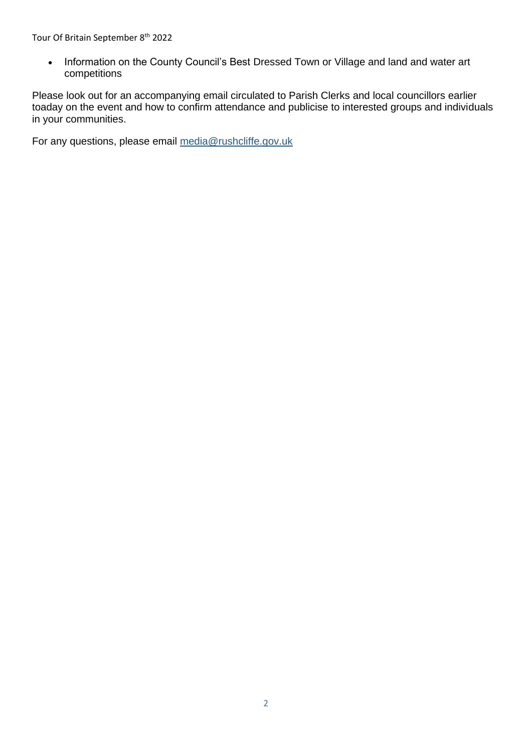- Information on the County Council's Best Dressed Town or Village and land and water art competitions

Please look out for an accompanying email circulated to Parish Clerks and local councillors earlier toaday on the event and how to confirm attendance and publicise to interested groups and individuals in your communities.

For any questions, please email [media@rushcliffe.gov.uk](mailto:media@rushcliffe.gov.uk)